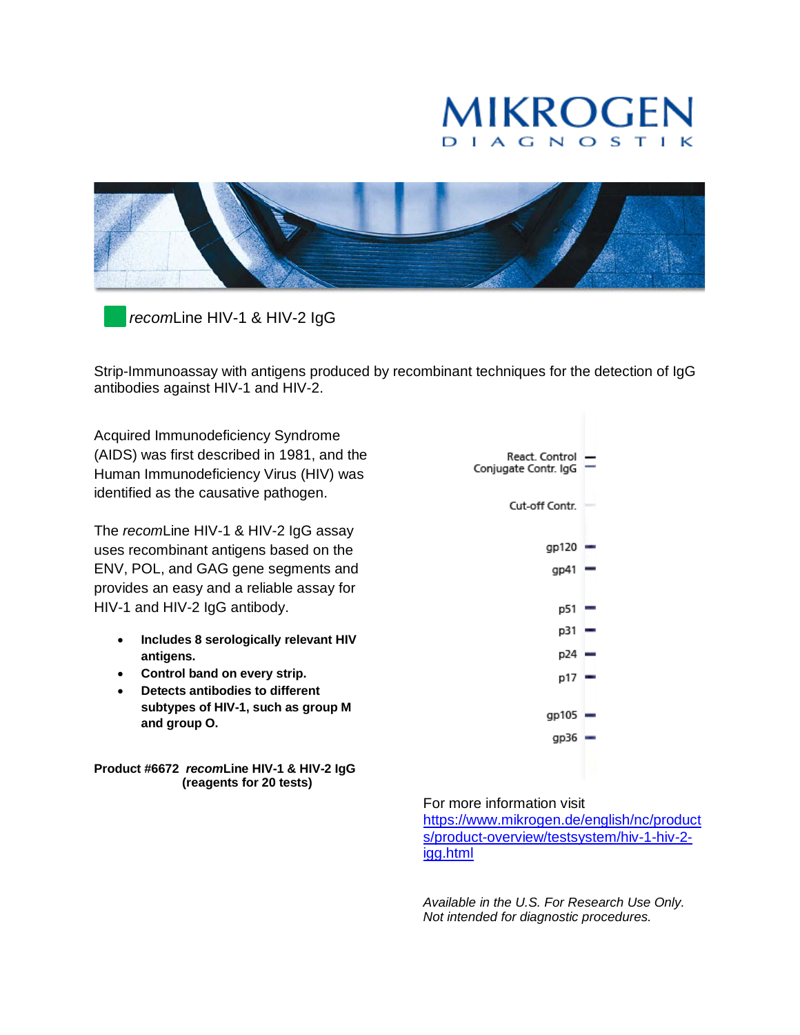MIKROGEN

DIAGNOSTIK

# *recom*Line HIV-1 & HIV-2 IgG

Strip-Immunoassay with antigens produced by recombinant techniques for the detection of IgG antibodies against HIV-1 and HIV-2.

Acquired Immunodeficiency Syndrome (AIDS) was first described in 1981, and the Human Immunodeficiency Virus (HIV) was identified as the causative pathogen.

The *recom*Line HIV-1 & HIV-2 IgG assay uses recombinant antigens based on the ENV, POL, and GAG gene segments and provides an easy and a reliable assay for HIV-1 and HIV-2 IgG antibody.

- **Includes 8 serologically relevant HIV antigens.**
- **Control band on every strip.**
- **Detects antibodies to different subtypes of HIV-1, such as group M and group O.**

React. Control
Conjugate Contr. IgG
Cut-off Contr.
gp120
gp41
p51
p31
p24
p17
gp105
gp36

**Product #6672 *recom*Line HIV-1 & HIV-2 IgG (reagents for 20 tests)**

For more information visit
https://www.mikrogen.de/english/nc/products/product-overview/testsystem/hiv-1-hiv-2-igg.html

*Available in the U.S. For Research Use Only.*
*Not intended for diagnostic procedures.*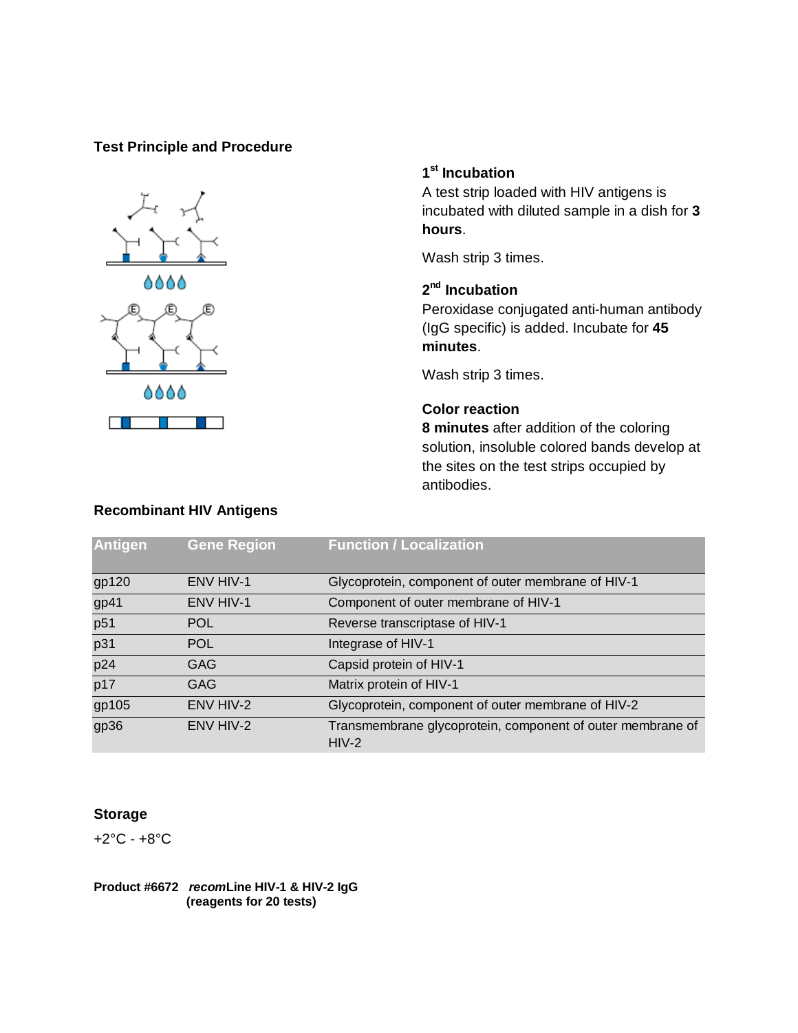## Test Principle and Procedure

### 1st Incubation

A test strip loaded with HIV antigens is incubated with diluted sample in a dish for **3 hours**.

Wash strip 3 times.

### 2nd Incubation

Peroxidase conjugated anti-human antibody (IgG specific) is added. Incubate for **45 minutes**.

Wash strip 3 times.

### Color reaction

**8 minutes** after addition of the coloring solution, insoluble colored bands develop at the sites on the test strips occupied by antibodies.

## Recombinant HIV Antigens

| Antigen | Gene Region | Function / Localization |
|---|---|---|
| gp120 | ENV HIV-1 | Glycoprotein, component of outer membrane of HIV-1 |
| gp41 | ENV HIV-1 | Component of outer membrane of HIV-1 |
| p51 | POL | Reverse transcriptase of HIV-1 |
| p31 | POL | Integrase of HIV-1 |
| p24 | GAG | Capsid protein of HIV-1 |
| p17 | GAG | Matrix protein of HIV-1 |
| gp105 | ENV HIV-2 | Glycoprotein, component of outer membrane of HIV-2 |
| gp36 | ENV HIV-2 | Transmembrane glycoprotein, component of outer membrane of HIV-2 |

## Storage

+2°C - +8°C

**Product #6672** ***recom*Line HIV-1 & HIV-2 IgG**
**(reagents for 20 tests)**